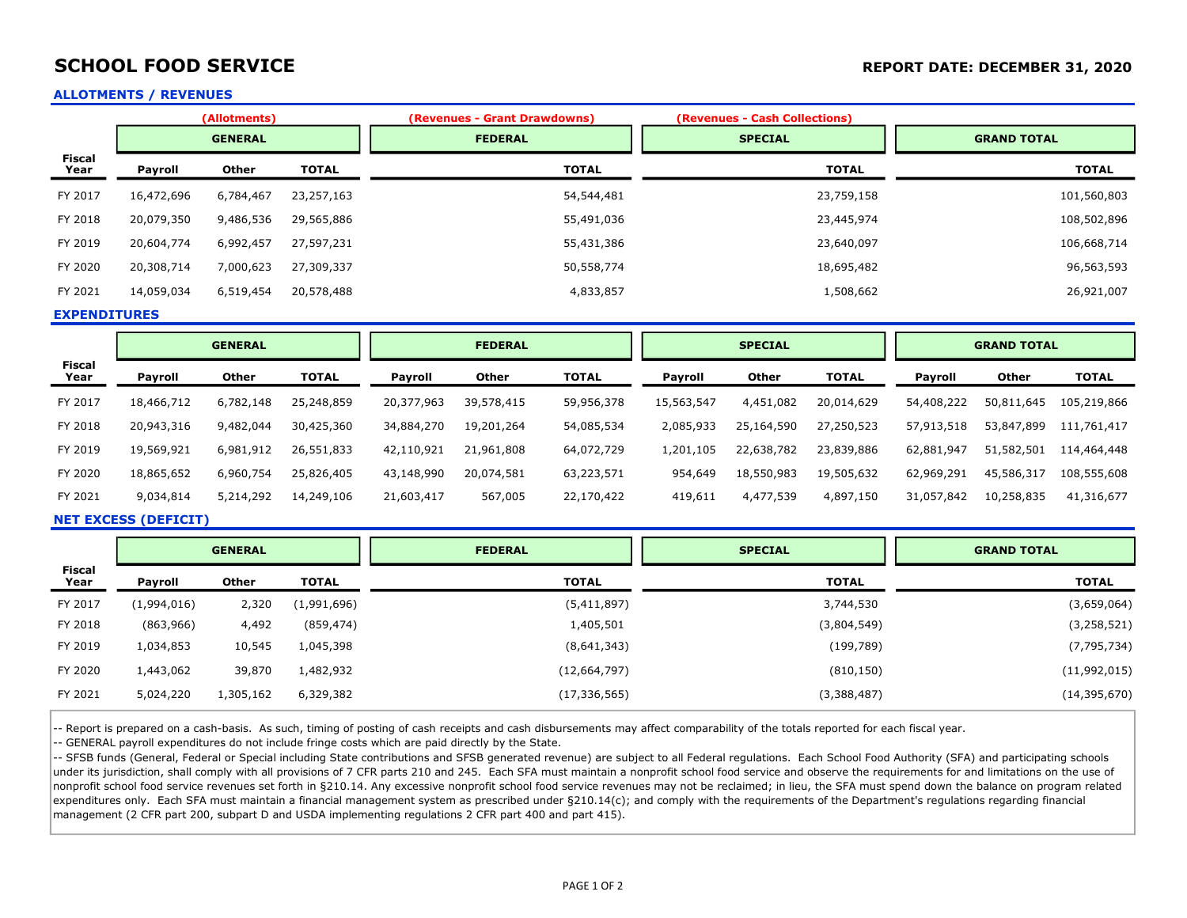# SCHOOL FOOD SERVICE

**REPORT DATE: DECEMBER 31, 2020**

## ALLOTMENTS / REVENUES

| Fiscal Year | (Allotments) GENERAL Payroll | Other | TOTAL | (Revenues - Grant Drawdowns) FEDERAL TOTAL | (Revenues - Cash Collections) SPECIAL TOTAL | GRAND TOTAL TOTAL |
|---|---|---|---|---|---|---|
| FY 2017 | 16,472,696 | 6,784,467 | 23,257,163 | 54,544,481 | 23,759,158 | 101,560,803 |
| FY 2018 | 20,079,350 | 9,486,536 | 29,565,886 | 55,491,036 | 23,445,974 | 108,502,896 |
| FY 2019 | 20,604,774 | 6,992,457 | 27,597,231 | 55,431,386 | 23,640,097 | 106,668,714 |
| FY 2020 | 20,308,714 | 7,000,623 | 27,309,337 | 50,558,774 | 18,695,482 | 96,563,593 |
| FY 2021 | 14,059,034 | 6,519,454 | 20,578,488 | 4,833,857 | 1,508,662 | 26,921,007 |

## EXPENDITURES

| Fiscal Year | GENERAL | | | FEDERAL | | | SPECIAL | | | GRAND TOTAL | | |
|---|---|---|---|---|---|---|---|---|---|---|---|---|
| | Payroll | Other | TOTAL | Payroll | Other | TOTAL | Payroll | Other | TOTAL | Payroll | Other | TOTAL |
| FY 2017 | 18,466,712 | 6,782,148 | 25,248,859 | 20,377,963 | 39,578,415 | 59,956,378 | 15,563,547 | 4,451,082 | 20,014,629 | 54,408,222 | 50,811,645 | 105,219,866 |
| FY 2018 | 20,943,316 | 9,482,044 | 30,425,360 | 34,884,270 | 19,201,264 | 54,085,534 | 2,085,933 | 25,164,590 | 27,250,523 | 57,913,518 | 53,847,899 | 111,761,417 |
| FY 2019 | 19,569,921 | 6,981,912 | 26,551,833 | 42,110,921 | 21,961,808 | 64,072,729 | 1,201,105 | 22,638,782 | 23,839,886 | 62,881,947 | 51,582,501 | 114,464,448 |
| FY 2020 | 18,865,652 | 6,960,754 | 25,826,405 | 43,148,990 | 20,074,581 | 63,223,571 | 954,649 | 18,550,983 | 19,505,632 | 62,969,291 | 45,586,317 | 108,555,608 |
| FY 2021 | 9,034,814 | 5,214,292 | 14,249,106 | 21,603,417 | 567,005 | 22,170,422 | 419,611 | 4,477,539 | 4,897,150 | 31,057,842 | 10,258,835 | 41,316,677 |

## NET EXCESS (DEFICIT)

| Fiscal Year | GENERAL Payroll | Other | TOTAL | FEDERAL TOTAL | SPECIAL TOTAL | GRAND TOTAL TOTAL |
|---|---|---|---|---|---|---|
| FY 2017 | (1,994,016) | 2,320 | (1,991,696) | (5,411,897) | 3,744,530 | (3,659,064) |
| FY 2018 | (863,966) | 4,492 | (859,474) | 1,405,501 | (3,804,549) | (3,258,521) |
| FY 2019 | 1,034,853 | 10,545 | 1,045,398 | (8,641,343) | (199,789) | (7,795,734) |
| FY 2020 | 1,443,062 | 39,870 | 1,482,932 | (12,664,797) | (810,150) | (11,992,015) |
| FY 2021 | 5,024,220 | 1,305,162 | 6,329,382 | (17,336,565) | (3,388,487) | (14,395,670) |

-- Report is prepared on a cash-basis. As such, timing of posting of cash receipts and cash disbursements may affect comparability of the totals reported for each fiscal year.

-- GENERAL payroll expenditures do not include fringe costs which are paid directly by the State.

-- SFSB funds (General, Federal or Special including State contributions and SFSB generated revenue) are subject to all Federal regulations. Each School Food Authority (SFA) and participating schools under its jurisdiction, shall comply with all provisions of 7 CFR parts 210 and 245. Each SFA must maintain a nonprofit school food service and observe the requirements for and limitations on the use of nonprofit school food service revenues set forth in §210.14. Any excessive nonprofit school food service revenues may not be reclaimed; in lieu, the SFA must spend down the balance on program related expenditures only. Each SFA must maintain a financial management system as prescribed under §210.14(c); and comply with the requirements of the Department's regulations regarding financial management (2 CFR part 200, subpart D and USDA implementing regulations 2 CFR part 400 and part 415).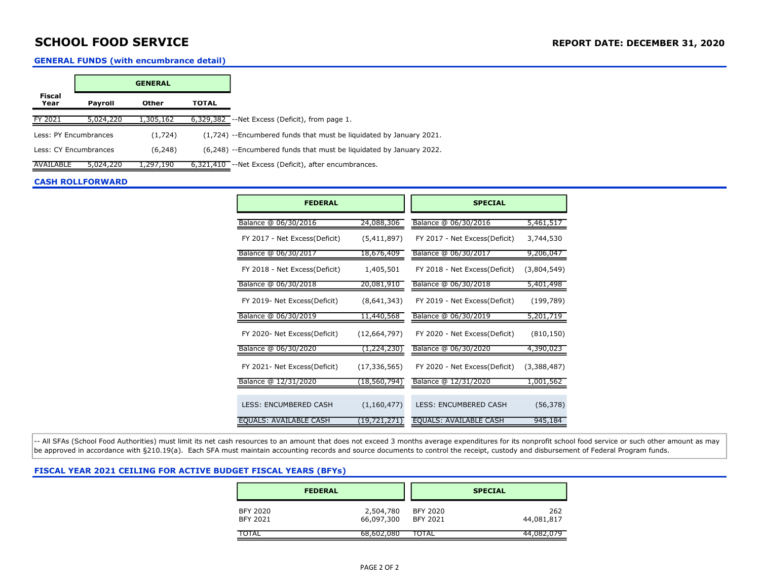# SCHOOL FOOD SERVICE

**REPORT DATE: DECEMBER 31, 2020**

## GENERAL FUNDS (with encumbrance detail)

| Fiscal Year | GENERAL | | | |
|---|---|---|---|---|
| | Payroll | Other | TOTAL | |
| FY 2021 | 5,024,220 | 1,305,162 | 6,329,382 | --Net Excess (Deficit), from page 1. |
| Less: PY Encumbrances | | (1,724) | (1,724) | --Encumbered funds that must be liquidated by January 2021. |
| Less: CY Encumbrances | | (6,248) | (6,248) | --Encumbered funds that must be liquidated by January 2022. |
| AVAILABLE | 5,024,220 | 1,297,190 | 6,321,410 | --Net Excess (Deficit), after encumbrances. |

## CASH ROLLFORWARD

| FEDERAL | | SPECIAL | |
|---|---|---|---|
| Balance @ 06/30/2016 | 24,088,306 | Balance @ 06/30/2016 | 5,461,517 |
| FY 2017 - Net Excess(Deficit) | (5,411,897) | FY 2017 - Net Excess(Deficit) | 3,744,530 |
| Balance @ 06/30/2017 | 18,676,409 | Balance @ 06/30/2017 | 9,206,047 |
| FY 2018 - Net Excess(Deficit) | 1,405,501 | FY 2018 - Net Excess(Deficit) | (3,804,549) |
| Balance @ 06/30/2018 | 20,081,910 | Balance @ 06/30/2018 | 5,401,498 |
| FY 2019- Net Excess(Deficit) | (8,641,343) | FY 2019 - Net Excess(Deficit) | (199,789) |
| Balance @ 06/30/2019 | 11,440,568 | Balance @ 06/30/2019 | 5,201,719 |
| FY 2020- Net Excess(Deficit) | (12,664,797) | FY 2020 - Net Excess(Deficit) | (810,150) |
| Balance @ 06/30/2020 | (1,224,230) | Balance @ 06/30/2020 | 4,390,023 |
| FY 2021- Net Excess(Deficit) | (17,336,565) | FY 2020 - Net Excess(Deficit) | (3,388,487) |
| Balance @ 12/31/2020 | (18,560,794) | Balance @ 12/31/2020 | 1,001,562 |
| LESS: ENCUMBERED CASH | (1,160,477) | LESS: ENCUMBERED CASH | (56,378) |
| EQUALS: AVAILABLE CASH | (19,721,271) | EQUALS: AVAILABLE CASH | 945,184 |

-- All SFAs (School Food Authorities) must limit its net cash resources to an amount that does not exceed 3 months average expenditures for its nonprofit school food service or such other amount as may be approved in accordance with §210.19(a). Each SFA must maintain accounting records and source documents to control the receipt, custody and disbursement of Federal Program funds.

## FISCAL YEAR 2021 CEILING FOR ACTIVE BUDGET FISCAL YEARS (BFYs)

| FEDERAL | | SPECIAL | |
|---|---|---|---|
| BFY 2020 | 2,504,780 | BFY 2020 | 262 |
| BFY 2021 | 66,097,300 | BFY 2021 | 44,081,817 |
| TOTAL | 68,602,080 | TOTAL | 44,082,079 |